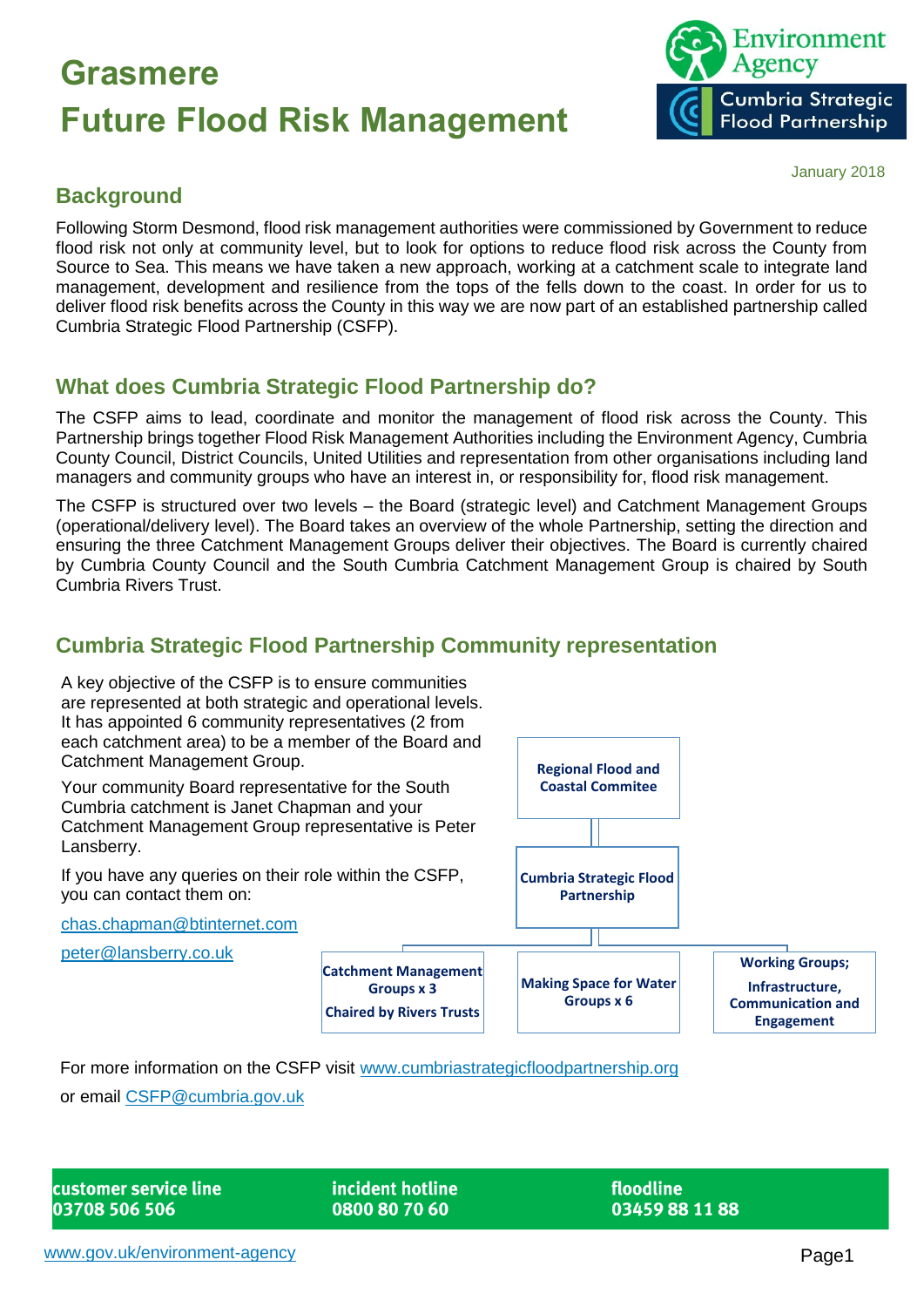# Grasmere
# Future Flood Risk Management

January 2018

## Background

Following Storm Desmond, flood risk management authorities were commissioned by Government to reduce flood risk not only at community level, but to look for options to reduce flood risk across the County from Source to Sea. This means we have taken a new approach, working at a catchment scale to integrate land management, development and resilience from the tops of the fells down to the coast. In order for us to deliver flood risk benefits across the County in this way we are now part of an established partnership called Cumbria Strategic Flood Partnership (CSFP).

## What does Cumbria Strategic Flood Partnership do?

The CSFP aims to lead, coordinate and monitor the management of flood risk across the County. This Partnership brings together Flood Risk Management Authorities including the Environment Agency, Cumbria County Council, District Councils, United Utilities and representation from other organisations including land managers and community groups who have an interest in, or responsibility for, flood risk management.

The CSFP is structured over two levels – the Board (strategic level) and Catchment Management Groups (operational/delivery level). The Board takes an overview of the whole Partnership, setting the direction and ensuring the three Catchment Management Groups deliver their objectives. The Board is currently chaired by Cumbria County Council and the South Cumbria Catchment Management Group is chaired by South Cumbria Rivers Trust.

## Cumbria Strategic Flood Partnership Community representation

A key objective of the CSFP is to ensure communities are represented at both strategic and operational levels. It has appointed 6 community representatives (2 from each catchment area) to be a member of the Board and Catchment Management Group.

Your community Board representative for the South Cumbria catchment is Janet Chapman and your Catchment Management Group representative is Peter Lansberry.

If you have any queries on their role within the CSFP, you can contact them on:

chas.chapman@btinternet.com

peter@lansberry.co.uk

- Regional Flood and Coastal Commitee
  - Cumbria Strategic Flood Partnership
    - Catchment Management Groups x 3 – Chaired by Rivers Trusts
    - Making Space for Water Groups x 6
    - Working Groups; Infrastructure, Communication and Engagement

For more information on the CSFP visit www.cumbriastrategicfloodpartnership.org

or email CSFP@cumbria.gov.uk

**customer service line** 03708 506 506 | **incident hotline** 0800 80 70 60 | **floodline** 03459 88 11 88

www.gov.uk/environment-agency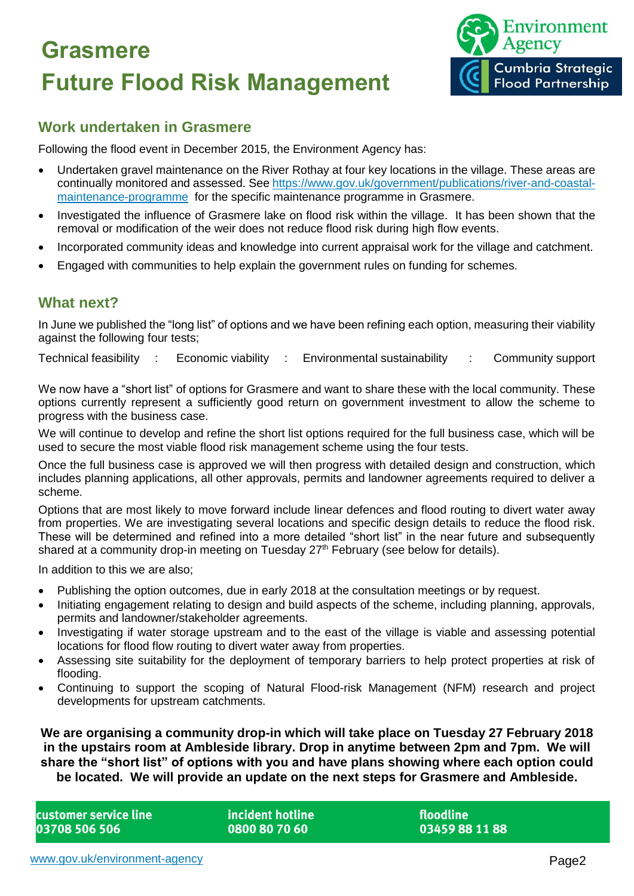# Grasmere
# Future Flood Risk Management

Environment Agency
Cumbria Strategic Flood Partnership

## Work undertaken in Grasmere

Following the flood event in December 2015, the Environment Agency has:

- Undertaken gravel maintenance on the River Rothay at four key locations in the village. These areas are continually monitored and assessed. See https://www.gov.uk/government/publications/river-and-coastal-maintenance-programme for the specific maintenance programme in Grasmere.
- Investigated the influence of Grasmere lake on flood risk within the village. It has been shown that the removal or modification of the weir does not reduce flood risk during high flow events.
- Incorporated community ideas and knowledge into current appraisal work for the village and catchment.
- Engaged with communities to help explain the government rules on funding for schemes.

## What next?

In June we published the "long list" of options and we have been refining each option, measuring their viability against the following four tests;

Technical feasibility : Economic viability : Environmental sustainability : Community support

We now have a "short list" of options for Grasmere and want to share these with the local community. These options currently represent a sufficiently good return on government investment to allow the scheme to progress with the business case.

We will continue to develop and refine the short list options required for the full business case, which will be used to secure the most viable flood risk management scheme using the four tests.

Once the full business case is approved we will then progress with detailed design and construction, which includes planning applications, all other approvals, permits and landowner agreements required to deliver a scheme.

Options that are most likely to move forward include linear defences and flood routing to divert water away from properties. We are investigating several locations and specific design details to reduce the flood risk. These will be determined and refined into a more detailed "short list" in the near future and subsequently shared at a community drop-in meeting on Tuesday 27th February (see below for details).

In addition to this we are also;

- Publishing the option outcomes, due in early 2018 at the consultation meetings or by request.
- Initiating engagement relating to design and build aspects of the scheme, including planning, approvals, permits and landowner/stakeholder agreements.
- Investigating if water storage upstream and to the east of the village is viable and assessing potential locations for flood flow routing to divert water away from properties.
- Assessing site suitability for the deployment of temporary barriers to help protect properties at risk of flooding.
- Continuing to support the scoping of Natural Flood-risk Management (NFM) research and project developments for upstream catchments.

**We are organising a community drop-in which will take place on Tuesday 27 February 2018 in the upstairs room at Ambleside library. Drop in anytime between 2pm and 7pm. We will share the "short list" of options with you and have plans showing where each option could be located. We will provide an update on the next steps for Grasmere and Ambleside.**

| customer service line | incident hotline | floodline |
|---|---|---|
| 03708 506 506 | 0800 80 70 60 | 03459 88 11 88 |

www.gov.uk/environment-agency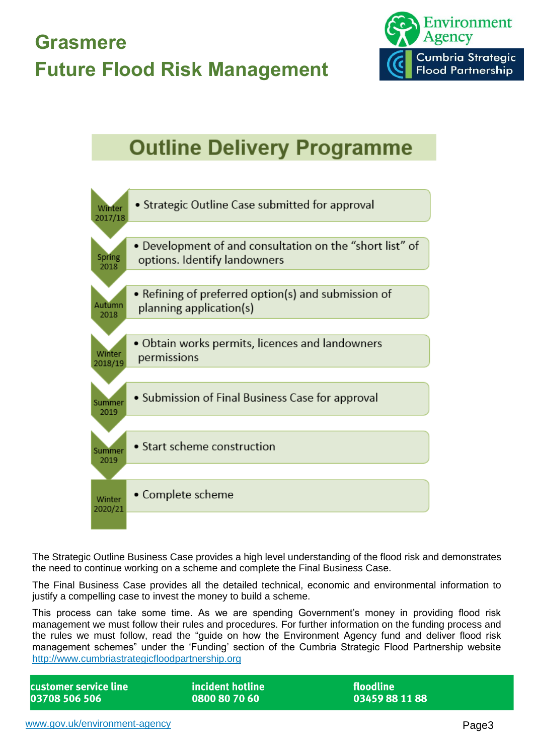# Grasmere

# Future Flood Risk Management

## Outline Delivery Programme

| | |
|---|---|
| Winter 2017/18 | Strategic Outline Case submitted for approval |
| Spring 2018 | Development of and consultation on the "short list" of options. Identify landowners |
| Autumn 2018 | Refining of preferred option(s) and submission of planning application(s) |
| Winter 2018/19 | Obtain works permits, licences and landowners permissions |
| Summer 2019 | Submission of Final Business Case for approval |
| Summer 2019 | Start scheme construction |
| Winter 2020/21 | Complete scheme |

The Strategic Outline Business Case provides a high level understanding of the flood risk and demonstrates the need to continue working on a scheme and complete the Final Business Case.

The Final Business Case provides all the detailed technical, economic and environmental information to justify a compelling case to invest the money to build a scheme.

This process can take some time. As we are spending Government's money in providing flood risk management we must follow their rules and procedures. For further information on the funding process and the rules we must follow, read the "guide on how the Environment Agency fund and deliver flood risk management schemes" under the 'Funding' section of the Cumbria Strategic Flood Partnership website http://www.cumbriastrategicfloodpartnership.org

**customer service line**
**03708 506 506**

**incident hotline**
**0800 80 70 60**

**floodline**
**03459 88 11 88**

www.gov.uk/environment-agency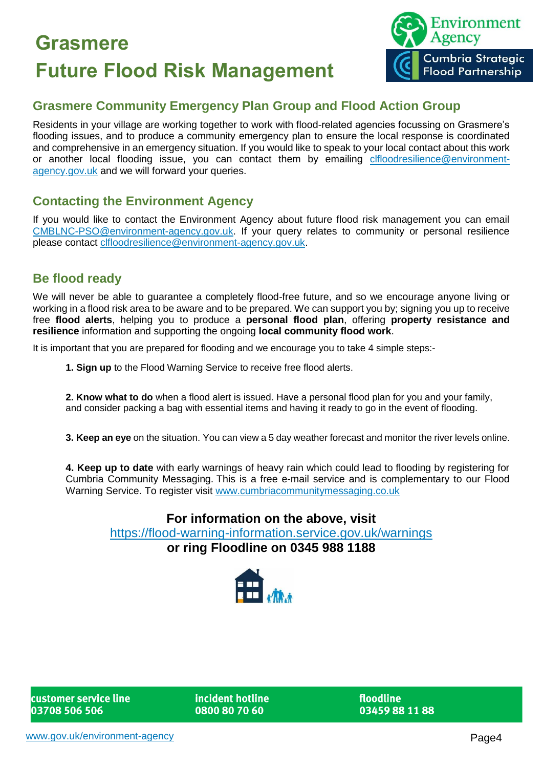# Grasmere

# Future Flood Risk Management

Environment Agency

Cumbria Strategic Flood Partnership

## Grasmere Community Emergency Plan Group and Flood Action Group

Residents in your village are working together to work with flood-related agencies focussing on Grasmere's flooding issues, and to produce a community emergency plan to ensure the local response is coordinated and comprehensive in an emergency situation. If you would like to speak to your local contact about this work or another local flooding issue, you can contact them by emailing clfloodresilience@environment-agency.gov.uk and we will forward your queries.

## Contacting the Environment Agency

If you would like to contact the Environment Agency about future flood risk management you can email CMBLNC-PSO@environment-agency.gov.uk. If your query relates to community or personal resilience please contact clfloodresilience@environment-agency.gov.uk.

## Be flood ready

We will never be able to guarantee a completely flood-free future, and so we encourage anyone living or working in a flood risk area to be aware and to be prepared. We can support you by; signing you up to receive free **flood alerts**, helping you to produce a **personal flood plan**, offering **property resistance and resilience** information and supporting the ongoing **local community flood work**.

It is important that you are prepared for flooding and we encourage you to take 4 simple steps:-

**1. Sign up** to the Flood Warning Service to receive free flood alerts.

**2. Know what to do** when a flood alert is issued. Have a personal flood plan for you and your family, and consider packing a bag with essential items and having it ready to go in the event of flooding.

**3. Keep an eye** on the situation. You can view a 5 day weather forecast and monitor the river levels online.

**4. Keep up to date** with early warnings of heavy rain which could lead to flooding by registering for Cumbria Community Messaging. This is a free e-mail service and is complementary to our Flood Warning Service. To register visit www.cumbriacommunitymessaging.co.uk

**For information on the above, visit**
**https://flood-warning-information.service.gov.uk/warnings**
**or ring Floodline on 0345 988 1188**

**customer service line**
**03708 506 506**

**incident hotline**
**0800 80 70 60**

**floodline**
**03459 88 11 88**

www.gov.uk/environment-agency